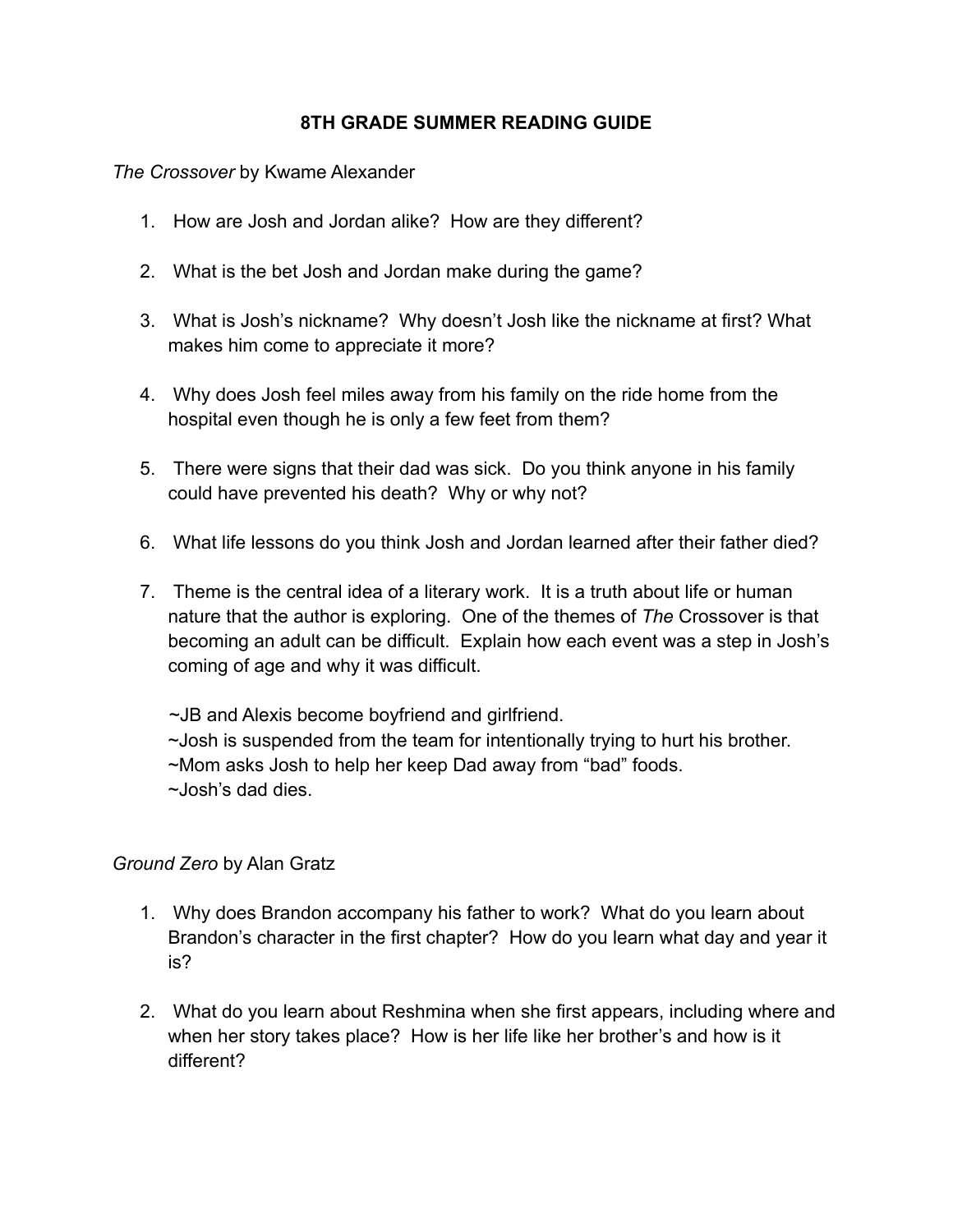# 8TH GRADE SUMMER READING GUIDE

*The Crossover* by Kwame Alexander

1. How are Josh and Jordan alike? How are they different?

2. What is the bet Josh and Jordan make during the game?

3. What is Josh's nickname? Why doesn't Josh like the nickname at first? What makes him come to appreciate it more?

4. Why does Josh feel miles away from his family on the ride home from the hospital even though he is only a few feet from them?

5. There were signs that their dad was sick. Do you think anyone in his family could have prevented his death? Why or why not?

6. What life lessons do you think Josh and Jordan learned after their father died?

7. Theme is the central idea of a literary work. It is a truth about life or human nature that the author is exploring. One of the themes of *The* Crossover is that becoming an adult can be difficult. Explain how each event was a step in Josh's coming of age and why it was difficult.

   ~JB and Alexis become boyfriend and girlfriend.
   ~Josh is suspended from the team for intentionally trying to hurt his brother.
   ~Mom asks Josh to help her keep Dad away from "bad" foods.
   ~Josh's dad dies.

*Ground Zero* by Alan Gratz

1. Why does Brandon accompany his father to work? What do you learn about Brandon's character in the first chapter? How do you learn what day and year it is?

2. What do you learn about Reshmina when she first appears, including where and when her story takes place? How is her life like her brother's and how is it different?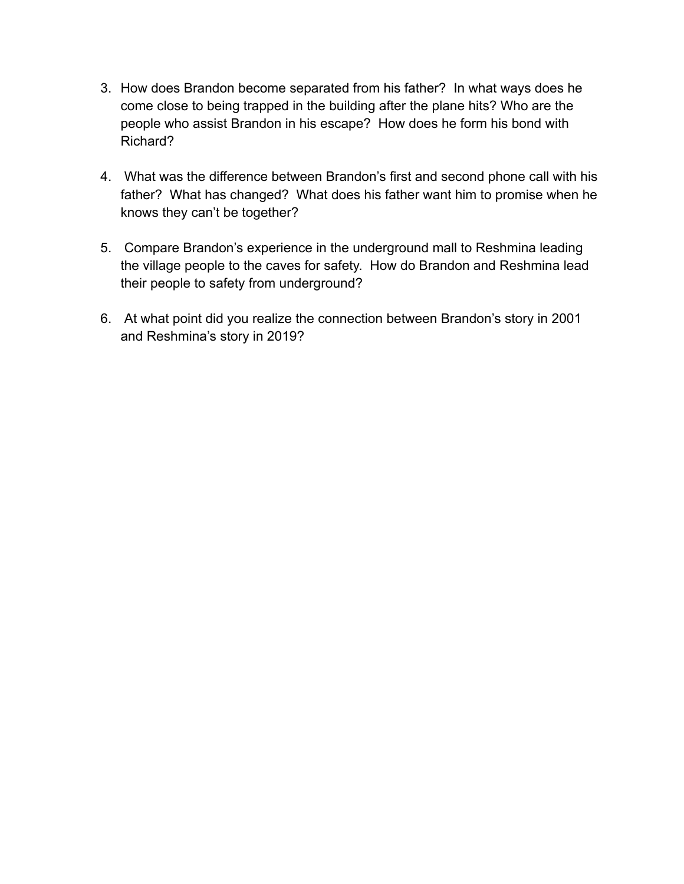3. How does Brandon become separated from his father? In what ways does he come close to being trapped in the building after the plane hits? Who are the people who assist Brandon in his escape? How does he form his bond with Richard?

4. What was the difference between Brandon's first and second phone call with his father? What has changed? What does his father want him to promise when he knows they can't be together?

5. Compare Brandon's experience in the underground mall to Reshmina leading the village people to the caves for safety. How do Brandon and Reshmina lead their people to safety from underground?

6. At what point did you realize the connection between Brandon's story in 2001 and Reshmina's story in 2019?